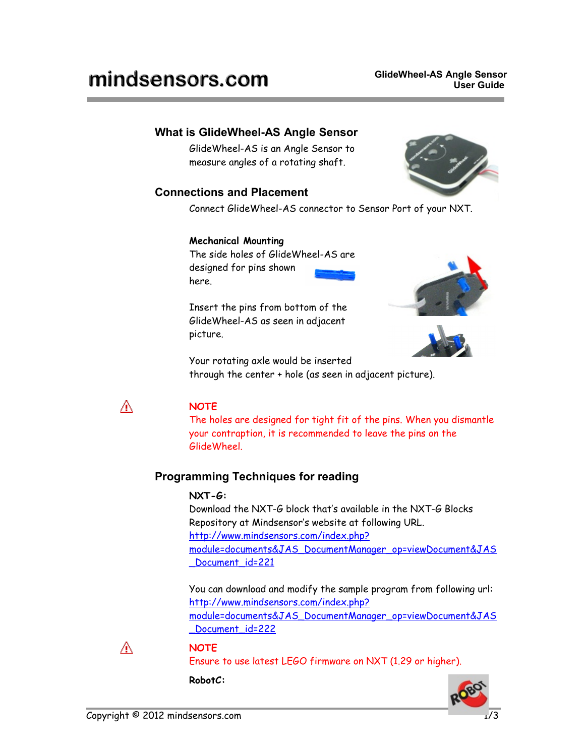## What is GlideWheel-AS Angle Sensor

GlideWheel-AS is an Angle Sensor to measure angles of a rotating shaft.

## Connections and Placement

Connect GlideWheel-AS connector to Sensor Port of your NXT.

**Mechanical Mounting**

The side holes of GlideWheel-AS are designed for pins shown here.

Insert the pins from bottom of the GlideWheel-AS as seen in adjacent picture.

Your rotating axle would be inserted through the center + hole (as seen in adjacent picture).

⚠ **NOTE**
The holes are designed for tight fit of the pins. When you dismantle your contraption, it is recommended to leave the pins on the GlideWheel.

## Programming Techniques for reading

**NXT-G:**

Download the NXT-G block that's available in the NXT-G Blocks Repository at Mindsensor's website at following URL.
http://www.mindsensors.com/index.php?module=documents&JAS_DocumentManager_op=viewDocument&JAS_Document_id=221

You can download and modify the sample program from following url:
http://www.mindsensors.com/index.php?module=documents&JAS_DocumentManager_op=viewDocument&JAS_Document_id=222

⚠ **NOTE**
Ensure to use latest LEGO firmware on NXT (1.29 or higher).

**RobotC:**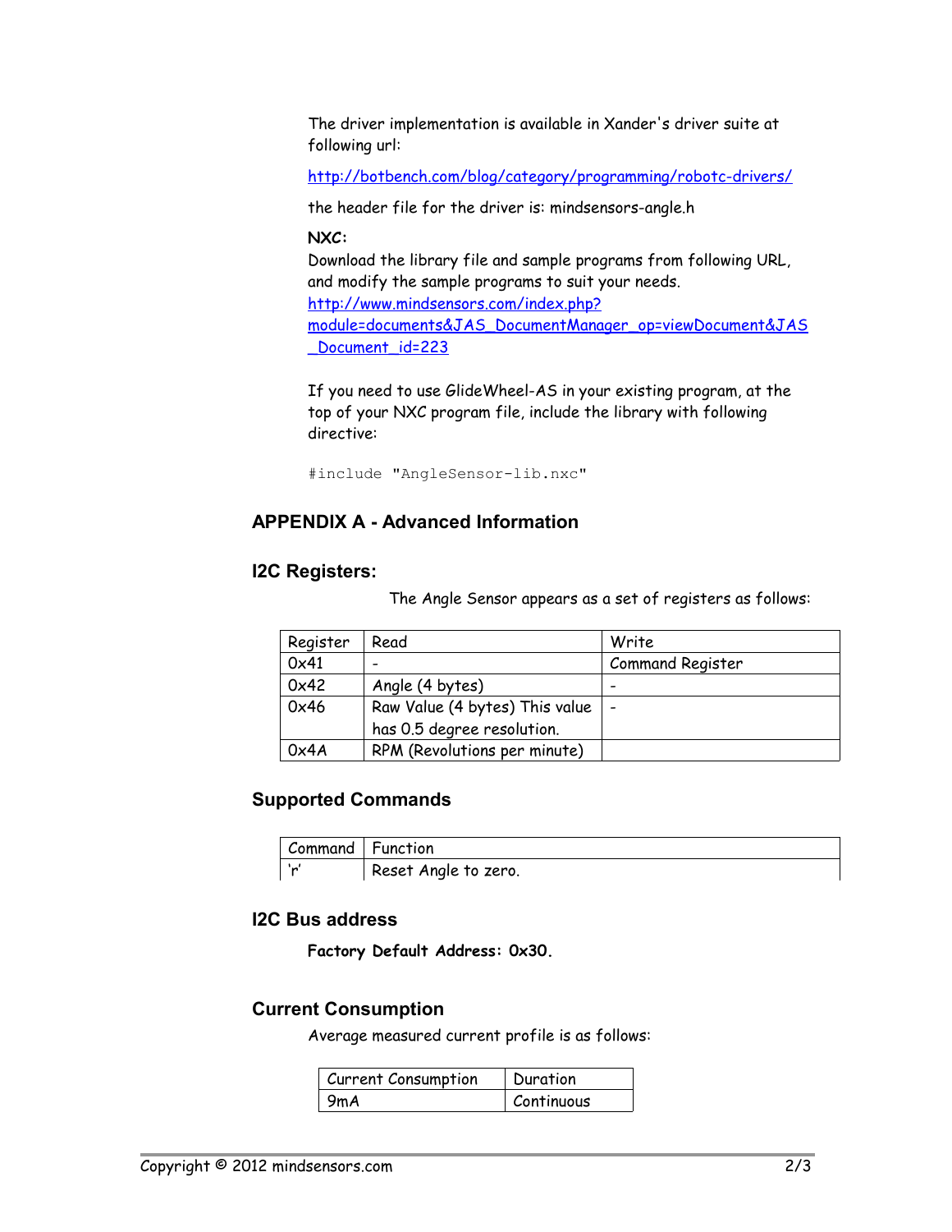The driver implementation is available in Xander's driver suite at following url:

http://botbench.com/blog/category/programming/robotc-drivers/

the header file for the driver is: mindsensors-angle.h

**NXC:**
Download the library file and sample programs from following URL, and modify the sample programs to suit your needs.
http://www.mindsensors.com/index.php?module=documents&JAS_DocumentManager_op=viewDocument&JAS_Document_id=223

If you need to use GlideWheel-AS in your existing program, at the top of your NXC program file, include the library with following directive:

```
#include "AngleSensor-lib.nxc"
```

## APPENDIX A - Advanced Information

### I2C Registers:

The Angle Sensor appears as a set of registers as follows:

| Register | Read | Write |
|---|---|---|
| 0x41 | - | Command Register |
| 0x42 | Angle (4 bytes) | - |
| 0x46 | Raw Value (4 bytes) This value has 0.5 degree resolution. | - |
| 0x4A | RPM (Revolutions per minute) | |

### Supported Commands

| Command | Function |
|---|---|
| 'r' | Reset Angle to zero. |

### I2C Bus address

**Factory Default Address: 0x30.**

### Current Consumption

Average measured current profile is as follows:

| Current Consumption | Duration |
|---|---|
| 9mA | Continuous |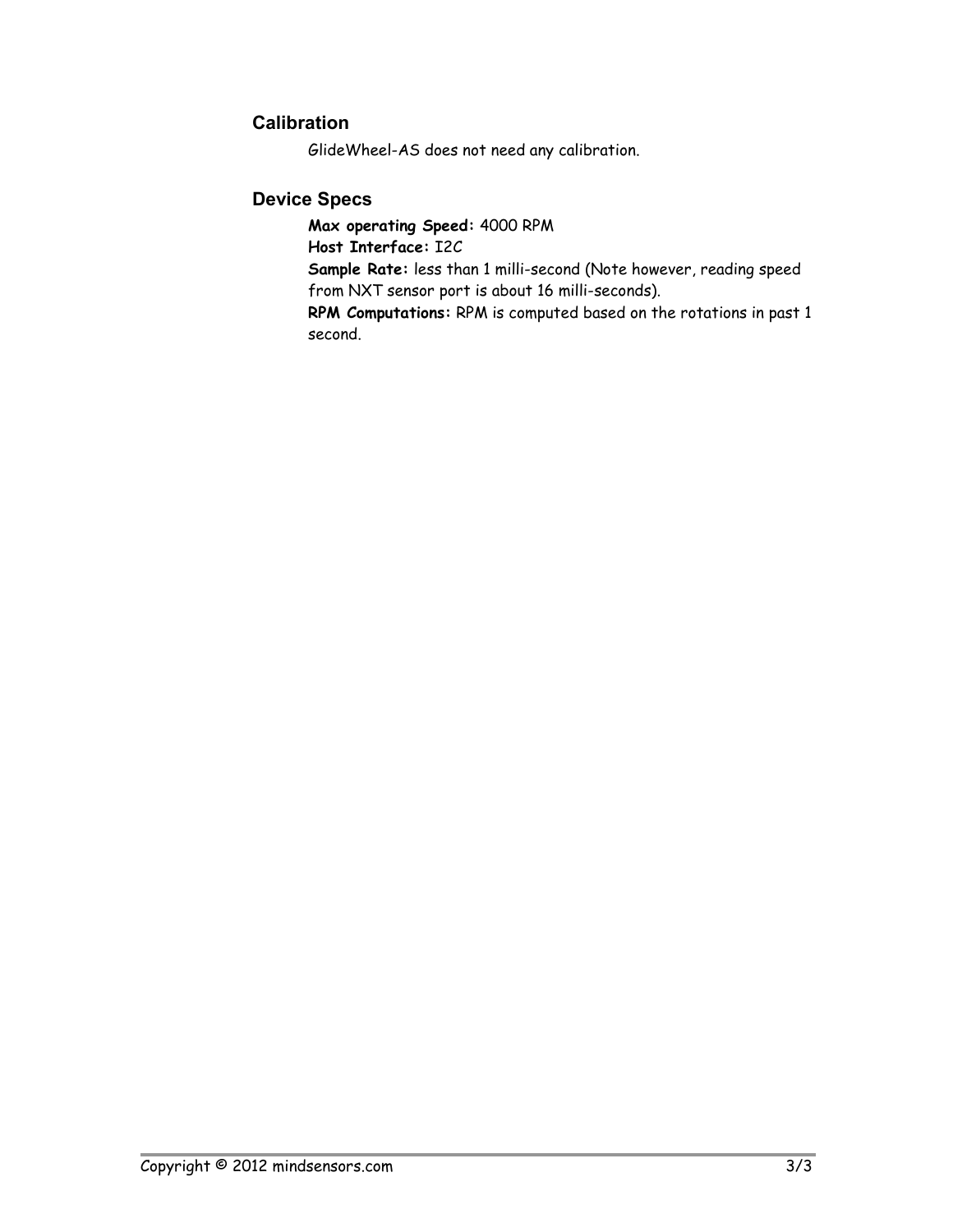## Calibration

GlideWheel-AS does not need any calibration.

## Device Specs

**Max operating Speed:** 4000 RPM
**Host Interface:** I2C
**Sample Rate:** less than 1 milli-second (Note however, reading speed from NXT sensor port is about 16 milli-seconds).
**RPM Computations:** RPM is computed based on the rotations in past 1 second.